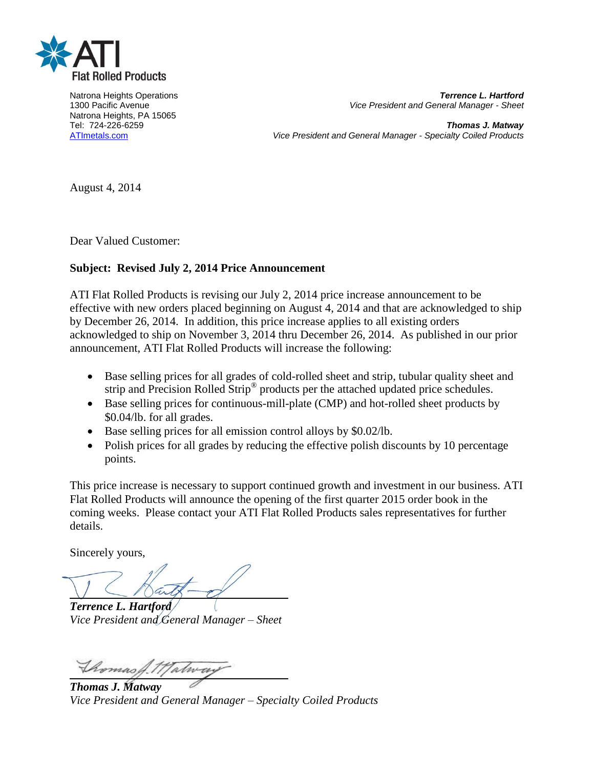**ATI Flat Rolled Products**

Natrona Heights Operations
1300 Pacific Avenue
Natrona Heights, PA 15065
Tel: 724-226-6259
ATImetals.com

***Terrence L. Hartford***
*Vice President and General Manager - Sheet*

***Thomas J. Matway***
*Vice President and General Manager - Specialty Coiled Products*

August 4, 2014

Dear Valued Customer:

**Subject: Revised July 2, 2014 Price Announcement**

ATI Flat Rolled Products is revising our July 2, 2014 price increase announcement to be effective with new orders placed beginning on August 4, 2014 and that are acknowledged to ship by December 26, 2014. In addition, this price increase applies to all existing orders acknowledged to ship on November 3, 2014 thru December 26, 2014. As published in our prior announcement, ATI Flat Rolled Products will increase the following:

- Base selling prices for all grades of cold-rolled sheet and strip, tubular quality sheet and strip and Precision Rolled Strip® products per the attached updated price schedules.
- Base selling prices for continuous-mill-plate (CMP) and hot-rolled sheet products by $0.04/lb. for all grades.
- Base selling prices for all emission control alloys by $0.02/lb.
- Polish prices for all grades by reducing the effective polish discounts by 10 percentage points.

This price increase is necessary to support continued growth and investment in our business. ATI Flat Rolled Products will announce the opening of the first quarter 2015 order book in the coming weeks. Please contact your ATI Flat Rolled Products sales representatives for further details.

Sincerely yours,

***Terrence L. Hartford***
*Vice President and General Manager – Sheet*

***Thomas J. Matway***
*Vice President and General Manager – Specialty Coiled Products*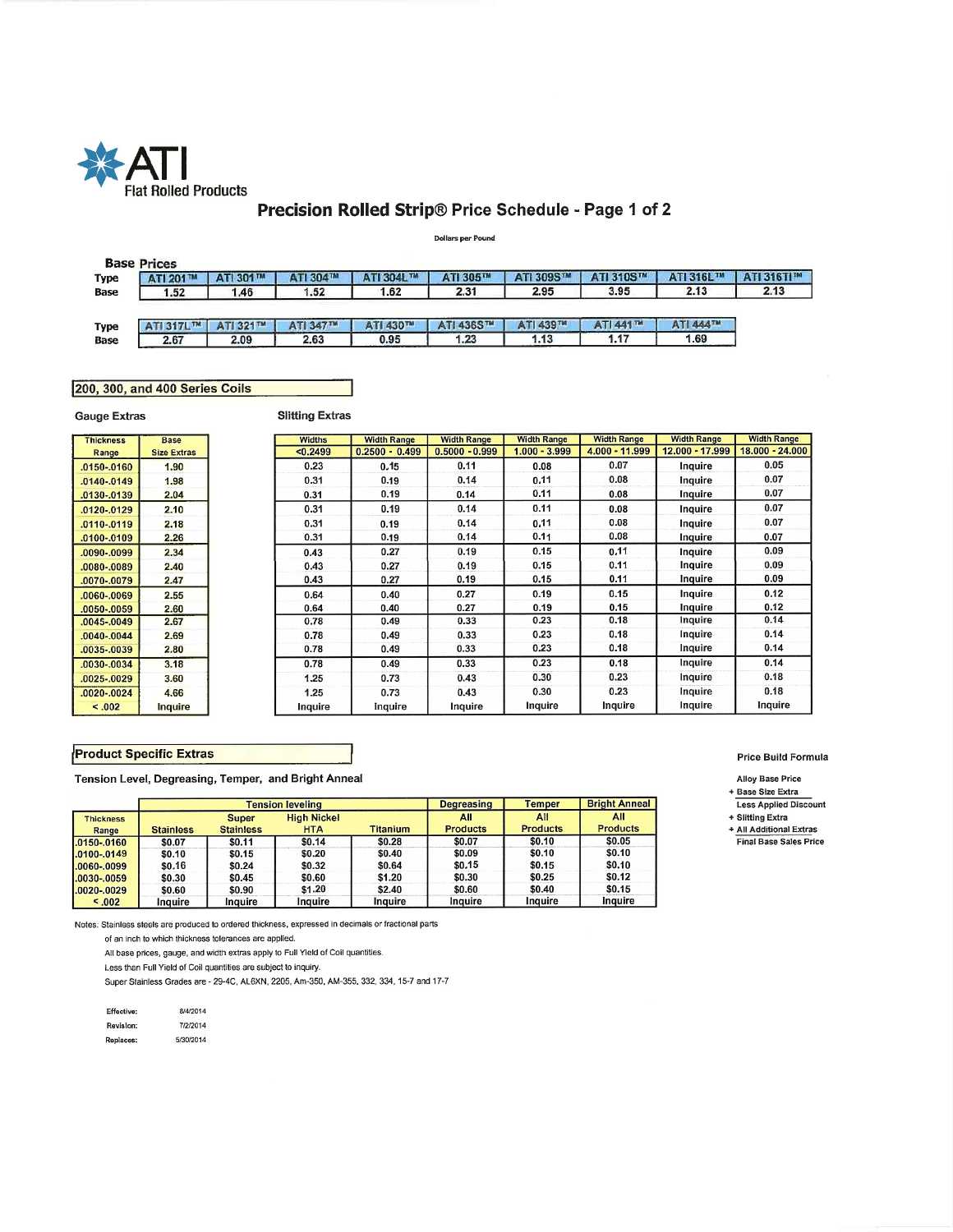ATI

Flat Rolled Products

# Precision Rolled Strip® Price Schedule - Page 1 of 2

Dollars per Pound

## Base Prices

| Type | ATI 201™ | ATI 301™ | ATI 304™ | ATI 304L™ | ATI 305™ | ATI 309S™ | ATI 310S™ | ATI 316L™ | ATI 316Ti™ |
|---|---|---|---|---|---|---|---|---|---|
| Base | 1.52 | 1.46 | 1.52 | 1.62 | 2.31 | 2.95 | 3.95 | 2.13 | 2.13 |

| Type | ATI 317L™ | ATI 321™ | ATI 347™ | ATI 430™ | ATI 436S™ | ATI 439™ | ATI 441™ | ATI 444™ |
|---|---|---|---|---|---|---|---|---|
| Base | 2.67 | 2.09 | 2.63 | 0.95 | 1.23 | 1.13 | 1.17 | 1.69 |

## 200, 300, and 400 Series Coils

### Gauge Extras / Slitting Extras

| Thickness Range | Base Size Extras | Widths <0.2499 | Width Range 0.2500 - 0.499 | Width Range 0.5000 - 0.999 | Width Range 1.000 - 3.999 | Width Range 4.000 - 11.999 | Width Range 12.000 - 17.999 | Width Range 18.000 - 24.000 |
|---|---|---|---|---|---|---|---|---|
| .0150-.0160 | 1.90 | 0.23 | 0.15 | 0.11 | 0.08 | 0.07 | Inquire | 0.05 |
| .0140-.0149 | 1.98 | 0.31 | 0.19 | 0.14 | 0.11 | 0.08 | Inquire | 0.07 |
| .0130-.0139 | 2.04 | 0.31 | 0.19 | 0.14 | 0.11 | 0.08 | Inquire | 0.07 |
| .0120-.0129 | 2.10 | 0.31 | 0.19 | 0.14 | 0.11 | 0.08 | Inquire | 0.07 |
| .0110-.0119 | 2.18 | 0.31 | 0.19 | 0.14 | 0.11 | 0.08 | Inquire | 0.07 |
| .0100-.0109 | 2.26 | 0.31 | 0.19 | 0.14 | 0.11 | 0.08 | Inquire | 0.07 |
| .0090-.0099 | 2.34 | 0.43 | 0.27 | 0.19 | 0.15 | 0.11 | Inquire | 0.09 |
| .0080-.0089 | 2.40 | 0.43 | 0.27 | 0.19 | 0.15 | 0.11 | Inquire | 0.09 |
| .0070-.0079 | 2.47 | 0.43 | 0.27 | 0.19 | 0.15 | 0.11 | Inquire | 0.09 |
| .0060-.0069 | 2.55 | 0.64 | 0.40 | 0.27 | 0.19 | 0.15 | Inquire | 0.12 |
| .0050-.0059 | 2.60 | 0.64 | 0.40 | 0.27 | 0.19 | 0.15 | Inquire | 0.12 |
| .0045-.0049 | 2.67 | 0.78 | 0.49 | 0.33 | 0.23 | 0.18 | Inquire | 0.14 |
| .0040-.0044 | 2.69 | 0.78 | 0.49 | 0.33 | 0.23 | 0.18 | Inquire | 0.14 |
| .0035-.0039 | 2.80 | 0.78 | 0.49 | 0.33 | 0.23 | 0.18 | Inquire | 0.14 |
| .0030-.0034 | 3.18 | 0.78 | 0.49 | 0.33 | 0.23 | 0.18 | Inquire | 0.14 |
| .0025-.0029 | 3.60 | 1.25 | 0.73 | 0.43 | 0.30 | 0.23 | Inquire | 0.18 |
| .0020-.0024 | 4.66 | 1.25 | 0.73 | 0.43 | 0.30 | 0.23 | Inquire | 0.18 |
| < .002 | Inquire | Inquire | Inquire | Inquire | Inquire | Inquire | Inquire | Inquire |

## Product Specific Extras

Tension Level, Degreasing, Temper, and Bright Anneal

| Thickness Range | Tension leveling | | | | Degreasing | Temper | Bright Anneal |
|---|---|---|---|---|---|---|---|
| | Stainless | Super Stainless | High Nickel HTA | Titanium | All Products | All Products | All Products |
| .0150-.0160 | $0.07 | $0.11 | $0.14 | $0.28 | $0.07 | $0.10 | $0.05 |
| .0100-.0149 | $0.10 | $0.15 | $0.20 | $0.40 | $0.09 | $0.10 | $0.10 |
| .0060-.0099 | $0.16 | $0.24 | $0.32 | $0.64 | $0.15 | $0.15 | $0.10 |
| .0030-.0059 | $0.30 | $0.45 | $0.60 | $1.20 | $0.30 | $0.25 | $0.12 |
| .0020-.0029 | $0.60 | $0.90 | $1.20 | $2.40 | $0.60 | $0.40 | $0.15 |
| < .002 | Inquire | Inquire | Inquire | Inquire | Inquire | Inquire | Inquire |

### Price Build Formula

Alloy Base Price
+ Base Size Extra
Less Applied Discount
+ Slitting Extra
+ All Additional Extras
Final Base Sales Price

Notes: Stainless steels are produced to ordered thickness, expressed in decimals or fractional parts of an inch to which thickness tolerances are applied.

All base prices, gauge, and width extras apply to Full Yield of Coil quantities.

Less than Full Yield of Coil quantities are subject to inquiry.

Super Stainless Grades are - 29-4C, AL6XN, 2205, Am-350, AM-355, 332, 334, 15-7 and 17-7

Effective: 8/4/2014
Revision: 7/2/2014
Replaces: 5/30/2014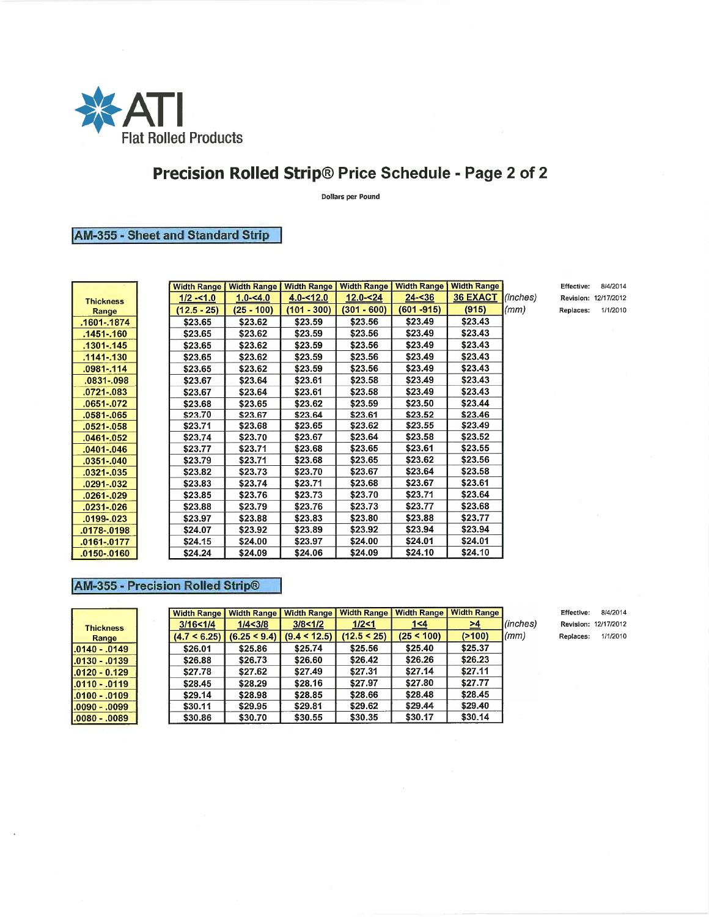ATI

Flat Rolled Products

# Precision Rolled Strip® Price Schedule - Page 2 of 2

**Dollars per Pound**

## AM-355 - Sheet and Standard Strip

| Thickness Range | Width Range 1/2 -<1.0 (12.5 - 25) | Width Range 1.0-<4.0 (25 - 100) | Width Range 4.0-<12.0 (101 - 300) | Width Range 12.0-<24 (301 - 600) | Width Range 24-<36 (601 -915) | Width Range 36 EXACT (915) |
|---|---|---|---|---|---|---|
| | *(inches)* / *(mm)* | | | | | |
| .1601-.1874 | $23.65 | $23.62 | $23.59 | $23.56 | $23.49 | $23.43 |
| .1451-.160 | $23.65 | $23.62 | $23.59 | $23.56 | $23.49 | $23.43 |
| .1301-.145 | $23.65 | $23.62 | $23.59 | $23.56 | $23.49 | $23.43 |
| .1141-.130 | $23.65 | $23.62 | $23.59 | $23.56 | $23.49 | $23.43 |
| .0981-.114 | $23.65 | $23.62 | $23.59 | $23.56 | $23.49 | $23.43 |
| .0831-.098 | $23.67 | $23.64 | $23.61 | $23.58 | $23.49 | $23.43 |
| .0721-.083 | $23.67 | $23.64 | $23.61 | $23.58 | $23.49 | $23.43 |
| .0651-.072 | $23.68 | $23.65 | $23.62 | $23.59 | $23.50 | $23.44 |
| .0581-.065 | $23.70 | $23.67 | $23.64 | $23.61 | $23.52 | $23.46 |
| .0521-.058 | $23.71 | $23.68 | $23.65 | $23.62 | $23.55 | $23.49 |
| .0461-.052 | $23.74 | $23.70 | $23.67 | $23.64 | $23.58 | $23.52 |
| .0401-.046 | $23.77 | $23.71 | $23.68 | $23.65 | $23.61 | $23.55 |
| .0351-.040 | $23.79 | $23.71 | $23.68 | $23.65 | $23.62 | $23.56 |
| .0321-.035 | $23.82 | $23.73 | $23.70 | $23.67 | $23.64 | $23.58 |
| .0291-.032 | $23.83 | $23.74 | $23.71 | $23.68 | $23.67 | $23.61 |
| .0261-.029 | $23.85 | $23.76 | $23.73 | $23.70 | $23.71 | $23.64 |
| .0231-.026 | $23.88 | $23.79 | $23.76 | $23.73 | $23.77 | $23.68 |
| .0199-.023 | $23.97 | $23.88 | $23.83 | $23.80 | $23.88 | $23.77 |
| .0178-.0198 | $24.07 | $23.92 | $23.89 | $23.92 | $23.94 | $23.94 |
| .0161-.0177 | $24.15 | $24.00 | $23.97 | $24.00 | $24.01 | $24.01 |
| .0150-.0160 | $24.24 | $24.09 | $24.06 | $24.09 | $24.10 | $24.10 |

Effective: 8/4/2014
Revision: 12/17/2012
Replaces: 1/1/2010

## AM-355 - Precision Rolled Strip®

| Thickness Range | Width Range 3/16<1/4 (4.7 < 6.25) | Width Range 1/4<3/8 (6.25 < 9.4) | Width Range 3/8<1/2 (9.4 < 12.5) | Width Range 1/2<1 (12.5 < 25) | Width Range 1<4 (25 < 100) | Width Range >4 (>100) |
|---|---|---|---|---|---|---|
| | *(inches)* / *(mm)* | | | | | |
| .0140 - .0149 | $26.01 | $25.86 | $25.74 | $25.56 | $25.40 | $25.37 |
| .0130 - .0139 | $26.88 | $26.73 | $26.60 | $26.42 | $26.26 | $26.23 |
| .0120 - 0.129 | $27.78 | $27.62 | $27.49 | $27.31 | $27.14 | $27.11 |
| .0110 - .0119 | $28.45 | $28.29 | $28.16 | $27.97 | $27.80 | $27.77 |
| .0100 - .0109 | $29.14 | $28.98 | $28.85 | $28.66 | $28.48 | $28.45 |
| .0090 - .0099 | $30.11 | $29.95 | $29.81 | $29.62 | $29.44 | $29.40 |
| .0080 - .0089 | $30.86 | $30.70 | $30.55 | $30.35 | $30.17 | $30.14 |

Effective: 8/4/2014
Revision: 12/17/2012
Replaces: 1/1/2010